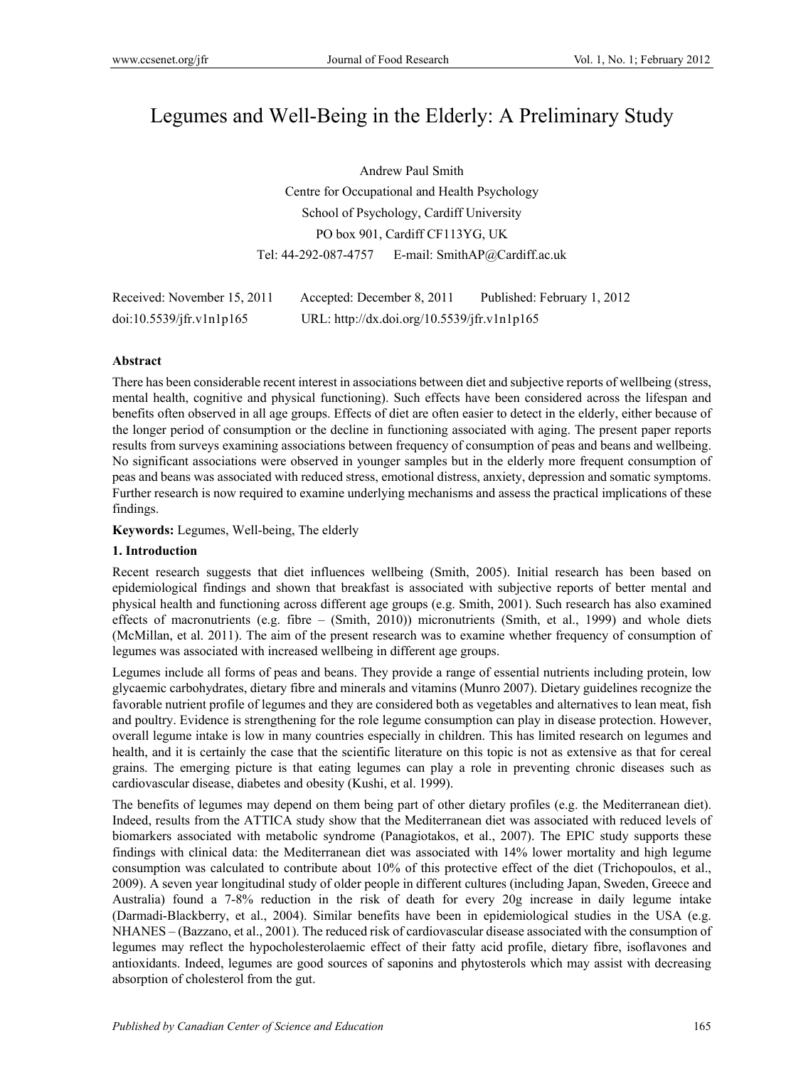# Legumes and Well-Being in the Elderly: A Preliminary Study

Andrew Paul Smith

Centre for Occupational and Health Psychology

School of Psychology, Cardiff University

PO box 901, Cardiff CF113YG, UK

Tel: 44-292-087-4757 E-mail: SmithAP@Cardiff.ac.uk

Received: November 15, 2011 Accepted: December 8, 2011 Published: February 1, 2012

doi:10.5539/jfr.v1n1p165 URL: http://dx.doi.org/10.5539/jfr.v1n1p165

## Abstract

There has been considerable recent interest in associations between diet and subjective reports of wellbeing (stress, mental health, cognitive and physical functioning). Such effects have been considered across the lifespan and benefits often observed in all age groups. Effects of diet are often easier to detect in the elderly, either because of the longer period of consumption or the decline in functioning associated with aging. The present paper reports results from surveys examining associations between frequency of consumption of peas and beans and wellbeing. No significant associations were observed in younger samples but in the elderly more frequent consumption of peas and beans was associated with reduced stress, emotional distress, anxiety, depression and somatic symptoms. Further research is now required to examine underlying mechanisms and assess the practical implications of these findings.

**Keywords:** Legumes, Well-being, The elderly

## 1. Introduction

Recent research suggests that diet influences wellbeing (Smith, 2005). Initial research has been based on epidemiological findings and shown that breakfast is associated with subjective reports of better mental and physical health and functioning across different age groups (e.g. Smith, 2001). Such research has also examined effects of macronutrients (e.g. fibre – (Smith, 2010)) micronutrients (Smith, et al., 1999) and whole diets (McMillan, et al. 2011). The aim of the present research was to examine whether frequency of consumption of legumes was associated with increased wellbeing in different age groups.

Legumes include all forms of peas and beans. They provide a range of essential nutrients including protein, low glycaemic carbohydrates, dietary fibre and minerals and vitamins (Munro 2007). Dietary guidelines recognize the favorable nutrient profile of legumes and they are considered both as vegetables and alternatives to lean meat, fish and poultry. Evidence is strengthening for the role legume consumption can play in disease protection. However, overall legume intake is low in many countries especially in children. This has limited research on legumes and health, and it is certainly the case that the scientific literature on this topic is not as extensive as that for cereal grains. The emerging picture is that eating legumes can play a role in preventing chronic diseases such as cardiovascular disease, diabetes and obesity (Kushi, et al. 1999).

The benefits of legumes may depend on them being part of other dietary profiles (e.g. the Mediterranean diet). Indeed, results from the ATTICA study show that the Mediterranean diet was associated with reduced levels of biomarkers associated with metabolic syndrome (Panagiotakos, et al., 2007). The EPIC study supports these findings with clinical data: the Mediterranean diet was associated with 14% lower mortality and high legume consumption was calculated to contribute about 10% of this protective effect of the diet (Trichopoulos, et al., 2009). A seven year longitudinal study of older people in different cultures (including Japan, Sweden, Greece and Australia) found a 7-8% reduction in the risk of death for every 20g increase in daily legume intake (Darmadi-Blackberry, et al., 2004). Similar benefits have been in epidemiological studies in the USA (e.g. NHANES – (Bazzano, et al., 2001). The reduced risk of cardiovascular disease associated with the consumption of legumes may reflect the hypocholesterolaemic effect of their fatty acid profile, dietary fibre, isoflavones and antioxidants. Indeed, legumes are good sources of saponins and phytosterols which may assist with decreasing absorption of cholesterol from the gut.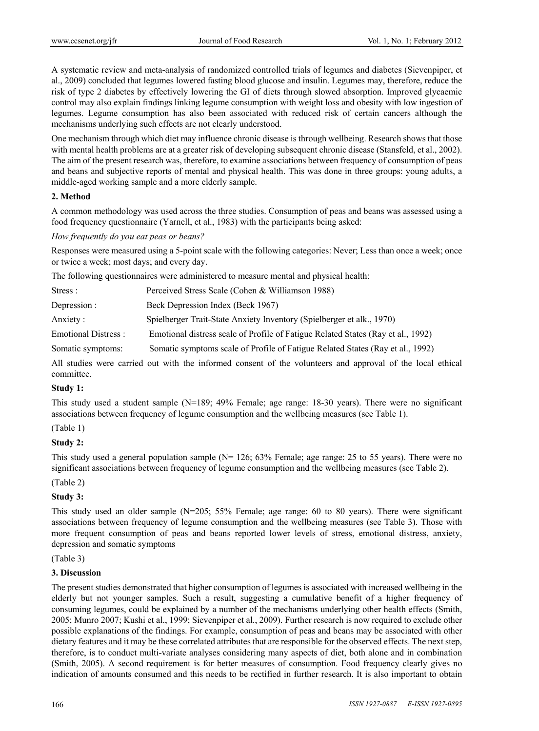A systematic review and meta-analysis of randomized controlled trials of legumes and diabetes (Sievenpiper, et al., 2009) concluded that legumes lowered fasting blood glucose and insulin. Legumes may, therefore, reduce the risk of type 2 diabetes by effectively lowering the GI of diets through slowed absorption. Improved glycaemic control may also explain findings linking legume consumption with weight loss and obesity with low ingestion of legumes. Legume consumption has also been associated with reduced risk of certain cancers although the mechanisms underlying such effects are not clearly understood.

One mechanism through which diet may influence chronic disease is through wellbeing. Research shows that those with mental health problems are at a greater risk of developing subsequent chronic disease (Stansfeld, et al., 2002). The aim of the present research was, therefore, to examine associations between frequency of consumption of peas and beans and subjective reports of mental and physical health. This was done in three groups: young adults, a middle-aged working sample and a more elderly sample.

## 2. Method

A common methodology was used across the three studies. Consumption of peas and beans was assessed using a food frequency questionnaire (Yarnell, et al., 1983) with the participants being asked:

*How frequently do you eat peas or beans?*

Responses were measured using a 5-point scale with the following categories: Never; Less than once a week; once or twice a week; most days; and every day.

The following questionnaires were administered to measure mental and physical health:

| | |
|---|---|
| Stress : | Perceived Stress Scale (Cohen & Williamson 1988) |
| Depression : | Beck Depression Index (Beck 1967) |
| Anxiety : | Spielberger Trait-State Anxiety Inventory (Spielberger et alk., 1970) |
| Emotional Distress : | Emotional distress scale of Profile of Fatigue Related States (Ray et al., 1992) |
| Somatic symptoms: | Somatic symptoms scale of Profile of Fatigue Related States (Ray et al., 1992) |

All studies were carried out with the informed consent of the volunteers and approval of the local ethical committee.

### Study 1:

This study used a student sample (N=189; 49% Female; age range: 18-30 years). There were no significant associations between frequency of legume consumption and the wellbeing measures (see Table 1).

(Table 1)

### Study 2:

This study used a general population sample (N= 126; 63% Female; age range: 25 to 55 years). There were no significant associations between frequency of legume consumption and the wellbeing measures (see Table 2).

(Table 2)

### Study 3:

This study used an older sample (N=205; 55% Female; age range: 60 to 80 years). There were significant associations between frequency of legume consumption and the wellbeing measures (see Table 3). Those with more frequent consumption of peas and beans reported lower levels of stress, emotional distress, anxiety, depression and somatic symptoms

(Table 3)

## 3. Discussion

The present studies demonstrated that higher consumption of legumes is associated with increased wellbeing in the elderly but not younger samples. Such a result, suggesting a cumulative benefit of a higher frequency of consuming legumes, could be explained by a number of the mechanisms underlying other health effects (Smith, 2005; Munro 2007; Kushi et al., 1999; Sievenpiper et al., 2009). Further research is now required to exclude other possible explanations of the findings. For example, consumption of peas and beans may be associated with other dietary features and it may be these correlated attributes that are responsible for the observed effects. The next step, therefore, is to conduct multi-variate analyses considering many aspects of diet, both alone and in combination (Smith, 2005). A second requirement is for better measures of consumption. Food frequency clearly gives no indication of amounts consumed and this needs to be rectified in further research. It is also important to obtain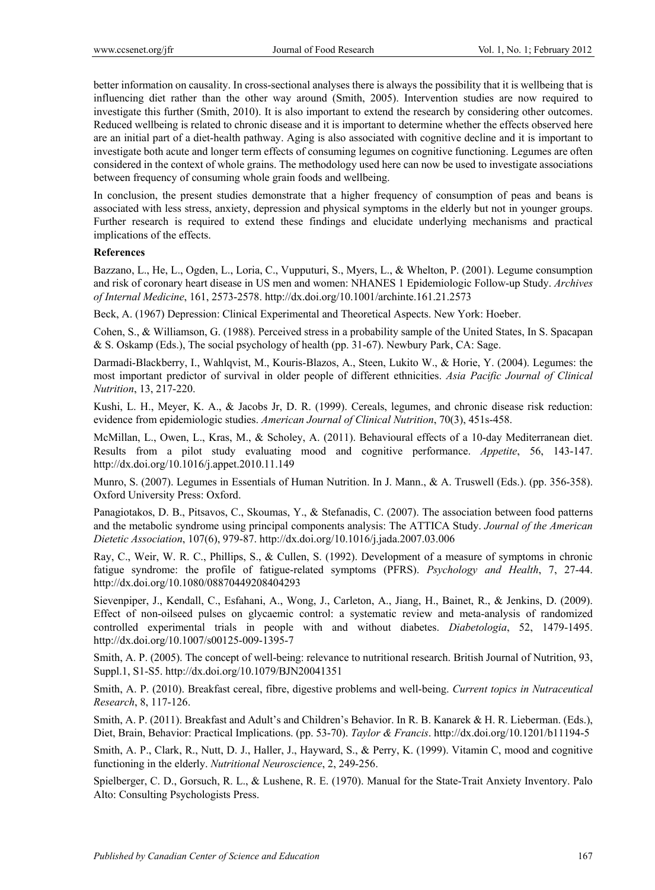better information on causality. In cross-sectional analyses there is always the possibility that it is wellbeing that is influencing diet rather than the other way around (Smith, 2005). Intervention studies are now required to investigate this further (Smith, 2010). It is also important to extend the research by considering other outcomes. Reduced wellbeing is related to chronic disease and it is important to determine whether the effects observed here are an initial part of a diet-health pathway. Aging is also associated with cognitive decline and it is important to investigate both acute and longer term effects of consuming legumes on cognitive functioning. Legumes are often considered in the context of whole grains. The methodology used here can now be used to investigate associations between frequency of consuming whole grain foods and wellbeing.

In conclusion, the present studies demonstrate that a higher frequency of consumption of peas and beans is associated with less stress, anxiety, depression and physical symptoms in the elderly but not in younger groups. Further research is required to extend these findings and elucidate underlying mechanisms and practical implications of the effects.

## References

Bazzano, L., He, L., Ogden, L., Loria, C., Vupputuri, S., Myers, L., & Whelton, P. (2001). Legume consumption and risk of coronary heart disease in US men and women: NHANES 1 Epidemiologic Follow-up Study. *Archives of Internal Medicine*, 161, 2573-2578. http://dx.doi.org/10.1001/archinte.161.21.2573

Beck, A. (1967) Depression: Clinical Experimental and Theoretical Aspects. New York: Hoeber.

Cohen, S., & Williamson, G. (1988). Perceived stress in a probability sample of the United States, In S. Spacapan & S. Oskamp (Eds.), The social psychology of health (pp. 31-67). Newbury Park, CA: Sage.

Darmadi-Blackberry, I., Wahlqvist, M., Kouris-Blazos, A., Steen, Lukito W., & Horie, Y. (2004). Legumes: the most important predictor of survival in older people of different ethnicities. *Asia Pacific Journal of Clinical Nutrition*, 13, 217-220.

Kushi, L. H., Meyer, K. A., & Jacobs Jr, D. R. (1999). Cereals, legumes, and chronic disease risk reduction: evidence from epidemiologic studies. *American Journal of Clinical Nutrition*, 70(3), 451s-458.

McMillan, L., Owen, L., Kras, M., & Scholey, A. (2011). Behavioural effects of a 10-day Mediterranean diet. Results from a pilot study evaluating mood and cognitive performance. *Appetite*, 56, 143-147. http://dx.doi.org/10.1016/j.appet.2010.11.149

Munro, S. (2007). Legumes in Essentials of Human Nutrition. In J. Mann., & A. Truswell (Eds.). (pp. 356-358). Oxford University Press: Oxford.

Panagiotakos, D. B., Pitsavos, C., Skoumas, Y., & Stefanadis, C. (2007). The association between food patterns and the metabolic syndrome using principal components analysis: The ATTICA Study. *Journal of the American Dietetic Association*, 107(6), 979-87. http://dx.doi.org/10.1016/j.jada.2007.03.006

Ray, C., Weir, W. R. C., Phillips, S., & Cullen, S. (1992). Development of a measure of symptoms in chronic fatigue syndrome: the profile of fatigue-related symptoms (PFRS). *Psychology and Health*, 7, 27-44. http://dx.doi.org/10.1080/08870449208404293

Sievenpiper, J., Kendall, C., Esfahani, A., Wong, J., Carleton, A., Jiang, H., Bainet, R., & Jenkins, D. (2009). Effect of non-oilseed pulses on glycaemic control: a systematic review and meta-analysis of randomized controlled experimental trials in people with and without diabetes. *Diabetologia*, 52, 1479-1495. http://dx.doi.org/10.1007/s00125-009-1395-7

Smith, A. P. (2005). The concept of well-being: relevance to nutritional research. British Journal of Nutrition, 93, Suppl.1, S1-S5. http://dx.doi.org/10.1079/BJN20041351

Smith, A. P. (2010). Breakfast cereal, fibre, digestive problems and well-being. *Current topics in Nutraceutical Research*, 8, 117-126.

Smith, A. P. (2011). Breakfast and Adult's and Children's Behavior. In R. B. Kanarek & H. R. Lieberman. (Eds.), Diet, Brain, Behavior: Practical Implications. (pp. 53-70). *Taylor & Francis*. http://dx.doi.org/10.1201/b11194-5

Smith, A. P., Clark, R., Nutt, D. J., Haller, J., Hayward, S., & Perry, K. (1999). Vitamin C, mood and cognitive functioning in the elderly. *Nutritional Neuroscience*, 2, 249-256.

Spielberger, C. D., Gorsuch, R. L., & Lushene, R. E. (1970). Manual for the State-Trait Anxiety Inventory. Palo Alto: Consulting Psychologists Press.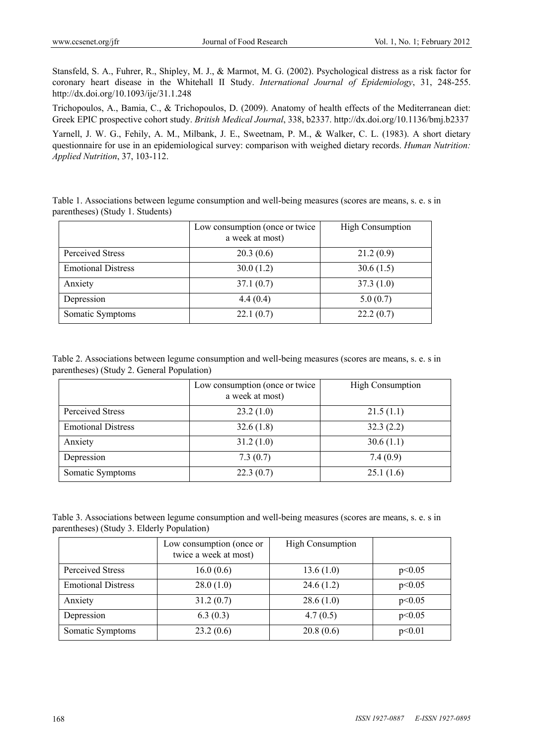Stansfeld, S. A., Fuhrer, R., Shipley, M. J., & Marmot, M. G. (2002). Psychological distress as a risk factor for coronary heart disease in the Whitehall II Study. *International Journal of Epidemiology*, 31, 248-255. http://dx.doi.org/10.1093/ije/31.1.248

Trichopoulos, A., Bamia, C., & Trichopoulos, D. (2009). Anatomy of health effects of the Mediterranean diet: Greek EPIC prospective cohort study. *British Medical Journal*, 338, b2337. http://dx.doi.org/10.1136/bmj.b2337

Yarnell, J. W. G., Fehily, A. M., Milbank, J. E., Sweetnam, P. M., & Walker, C. L. (1983). A short dietary questionnaire for use in an epidemiological survey: comparison with weighed dietary records. *Human Nutrition: Applied Nutrition*, 37, 103-112.

Table 1. Associations between legume consumption and well-being measures (scores are means, s. e. s in parentheses) (Study 1. Students)

| | Low consumption (once or twice a week at most) | High Consumption |
|---|---|---|
| Perceived Stress | 20.3 (0.6) | 21.2 (0.9) |
| Emotional Distress | 30.0 (1.2) | 30.6 (1.5) |
| Anxiety | 37.1 (0.7) | 37.3 (1.0) |
| Depression | 4.4 (0.4) | 5.0 (0.7) |
| Somatic Symptoms | 22.1 (0.7) | 22.2 (0.7) |

Table 2. Associations between legume consumption and well-being measures (scores are means, s. e. s in parentheses) (Study 2. General Population)

| | Low consumption (once or twice a week at most) | High Consumption |
|---|---|---|
| Perceived Stress | 23.2 (1.0) | 21.5 (1.1) |
| Emotional Distress | 32.6 (1.8) | 32.3 (2.2) |
| Anxiety | 31.2 (1.0) | 30.6 (1.1) |
| Depression | 7.3 (0.7) | 7.4 (0.9) |
| Somatic Symptoms | 22.3 (0.7) | 25.1 (1.6) |

Table 3. Associations between legume consumption and well-being measures (scores are means, s. e. s in parentheses) (Study 3. Elderly Population)

| | Low consumption (once or twice a week at most) | High Consumption | |
|---|---|---|---|
| Perceived Stress | 16.0 (0.6) | 13.6 (1.0) | $p<0.05$ |
| Emotional Distress | 28.0 (1.0) | 24.6 (1.2) | $p<0.05$ |
| Anxiety | 31.2 (0.7) | 28.6 (1.0) | $p<0.05$ |
| Depression | 6.3 (0.3) | 4.7 (0.5) | $p<0.05$ |
| Somatic Symptoms | 23.2 (0.6) | 20.8 (0.6) | $p<0.01$ |